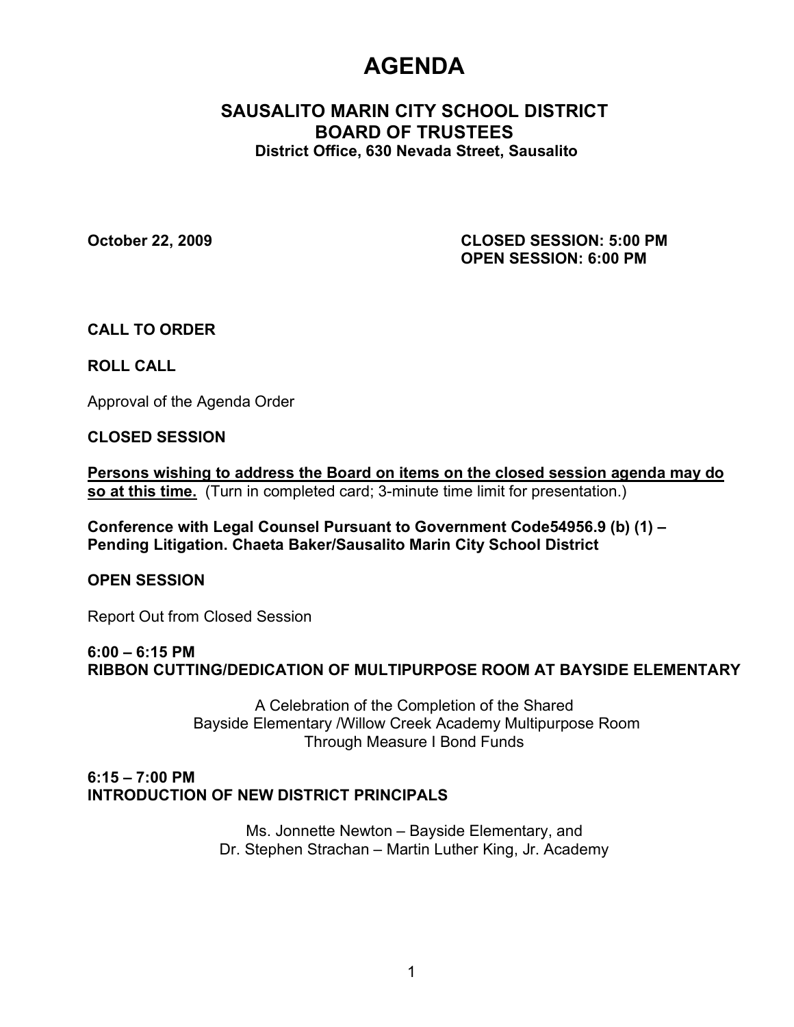# AGENDA

## SAUSALITO MARIN CITY SCHOOL DISTRICT
## BOARD OF TRUSTEES
**District Office, 630 Nevada Street, Sausalito**

**October 22, 2009** **CLOSED SESSION: 5:00 PM**
**OPEN SESSION: 6:00 PM**

**CALL TO ORDER**

**ROLL CALL**

Approval of the Agenda Order

**CLOSED SESSION**

**Persons wishing to address the Board on items on the closed session agenda may do so at this time.** (Turn in completed card; 3-minute time limit for presentation.)

**Conference with Legal Counsel Pursuant to Government Code54956.9 (b) (1) – Pending Litigation. Chaeta Baker/Sausalito Marin City School District**

**OPEN SESSION**

Report Out from Closed Session

**6:00 – 6:15 PM**
**RIBBON CUTTING/DEDICATION OF MULTIPURPOSE ROOM AT BAYSIDE ELEMENTARY**

A Celebration of the Completion of the Shared
Bayside Elementary /Willow Creek Academy Multipurpose Room
Through Measure I Bond Funds

**6:15 – 7:00 PM**
**INTRODUCTION OF NEW DISTRICT PRINCIPALS**

Ms. Jonnette Newton – Bayside Elementary, and
Dr. Stephen Strachan – Martin Luther King, Jr. Academy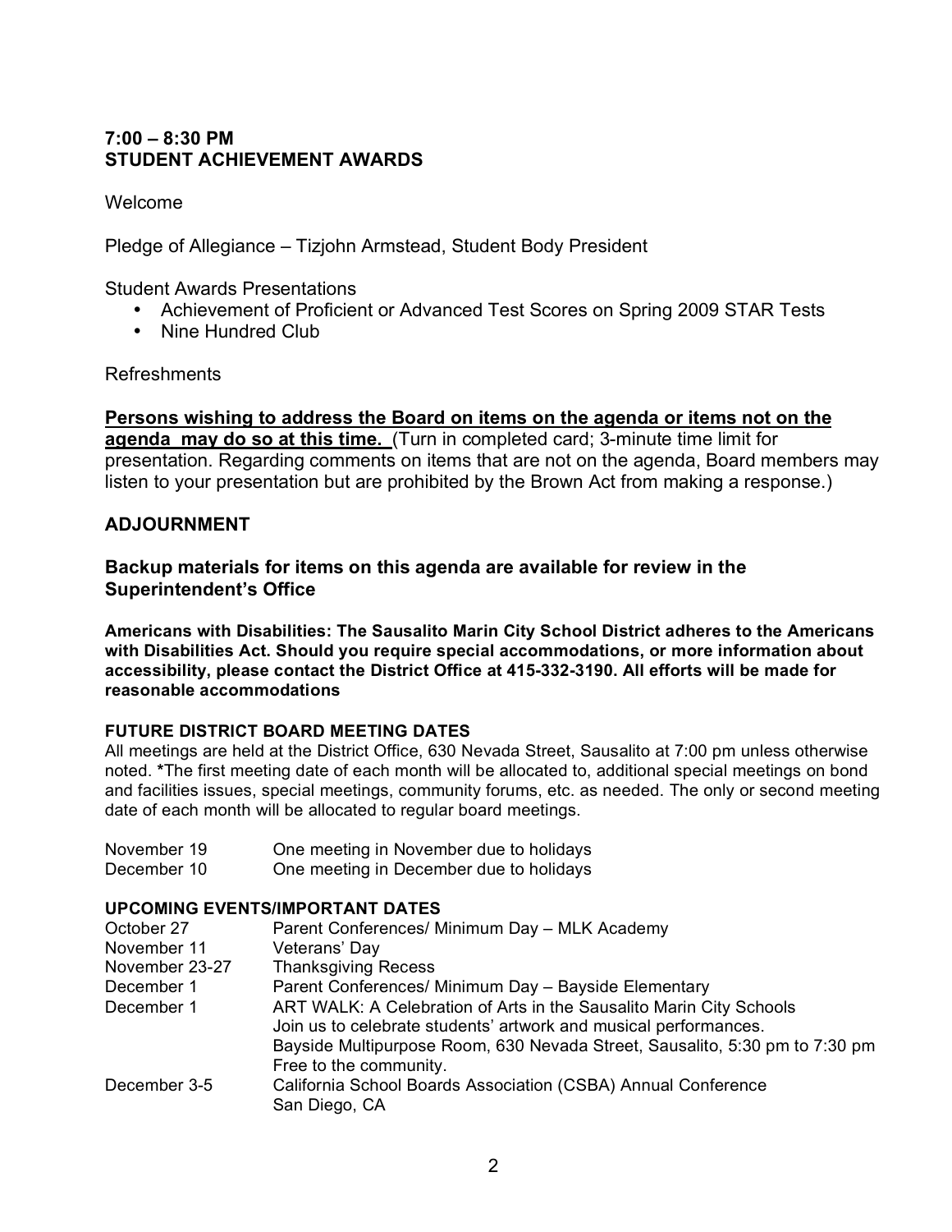**7:00 – 8:30 PM**
**STUDENT ACHIEVEMENT AWARDS**

Welcome

Pledge of Allegiance – Tizjohn Armstead, Student Body President

Student Awards Presentations

- Achievement of Proficient or Advanced Test Scores on Spring 2009 STAR Tests
- Nine Hundred Club

Refreshments

**Persons wishing to address the Board on items on the agenda or items not on the agenda may do so at this time.** (Turn in completed card; 3-minute time limit for presentation. Regarding comments on items that are not on the agenda, Board members may listen to your presentation but are prohibited by the Brown Act from making a response.)

**ADJOURNMENT**

**Backup materials for items on this agenda are available for review in the Superintendent's Office**

**Americans with Disabilities: The Sausalito Marin City School District adheres to the Americans with Disabilities Act. Should you require special accommodations, or more information about accessibility, please contact the District Office at 415-332-3190. All efforts will be made for reasonable accommodations**

**FUTURE DISTRICT BOARD MEETING DATES**

All meetings are held at the District Office, 630 Nevada Street, Sausalito at 7:00 pm unless otherwise noted. *The first meeting date of each month will be allocated to, additional special meetings on bond and facilities issues, special meetings, community forums, etc. as needed. The only or second meeting date of each month will be allocated to regular board meetings.

| | |
|---|---|
| November 19 | One meeting in November due to holidays |
| December 10 | One meeting in December due to holidays |

**UPCOMING EVENTS/IMPORTANT DATES**

| | |
|---|---|
| October 27 | Parent Conferences/ Minimum Day – MLK Academy |
| November 11 | Veterans' Day |
| November 23-27 | Thanksgiving Recess |
| December 1 | Parent Conferences/ Minimum Day – Bayside Elementary |
| December 1 | ART WALK: A Celebration of Arts in the Sausalito Marin City Schools Join us to celebrate students' artwork and musical performances. Bayside Multipurpose Room, 630 Nevada Street, Sausalito, 5:30 pm to 7:30 pm Free to the community. |
| December 3-5 | California School Boards Association (CSBA) Annual Conference San Diego, CA |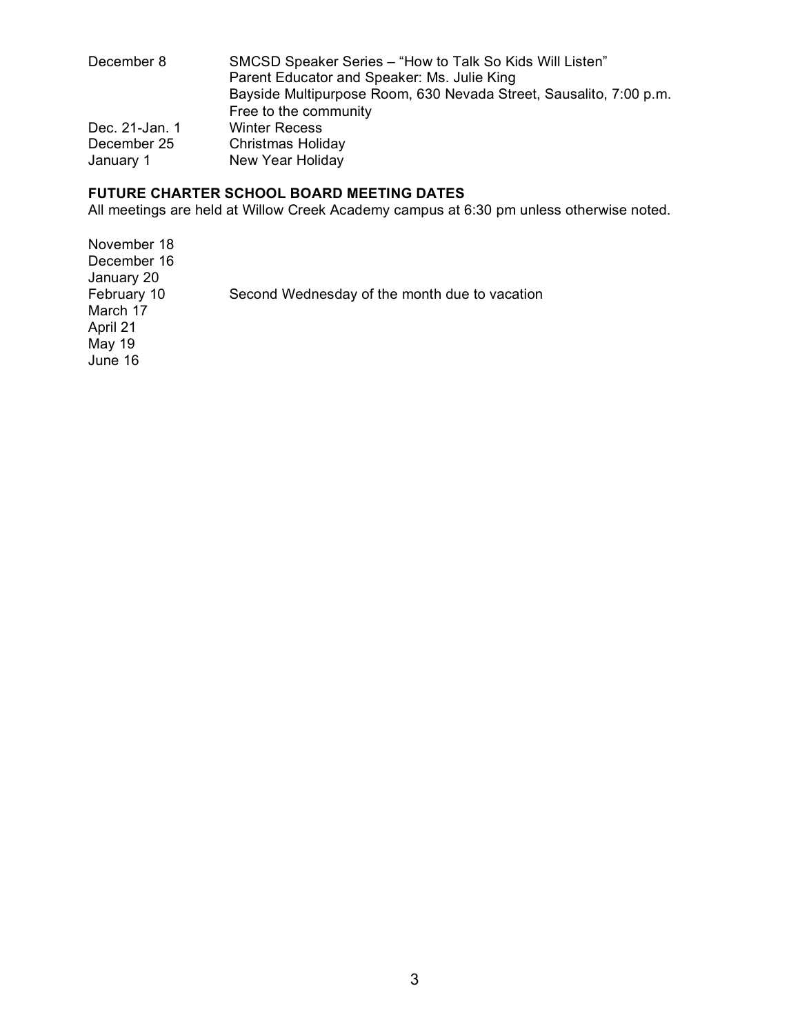| | |
|---|---|
| December 8 | SMCSD Speaker Series – "How to Talk So Kids Will Listen"<br>Parent Educator and Speaker: Ms. Julie King<br>Bayside Multipurpose Room, 630 Nevada Street, Sausalito, 7:00 p.m.<br>Free to the community |
| Dec. 21-Jan. 1 | Winter Recess |
| December 25 | Christmas Holiday |
| January 1 | New Year Holiday |

**FUTURE CHARTER SCHOOL BOARD MEETING DATES**

All meetings are held at Willow Creek Academy campus at 6:30 pm unless otherwise noted.

| | |
|---|---|
| November 18 | |
| December 16 | |
| January 20 | |
| February 10 | Second Wednesday of the month due to vacation |
| March 17 | |
| April 21 | |
| May 19 | |
| June 16 | |